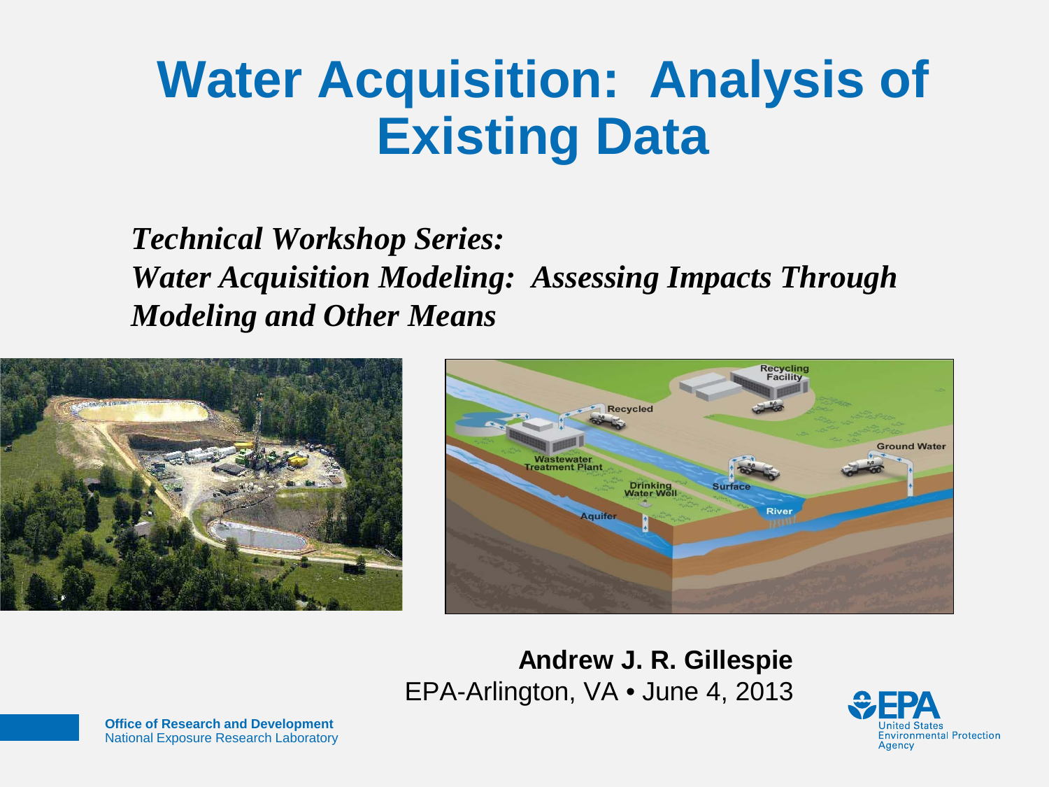# Water Acquisition: Analysis of Existing Data

*Technical Workshop Series:*
*Water Acquisition Modeling: Assessing Impacts Through Modeling and Other Means*

**Andrew J. R. Gillespie**
EPA-Arlington, VA • June 4, 2013

**Office of Research and Development**
National Exposure Research Laboratory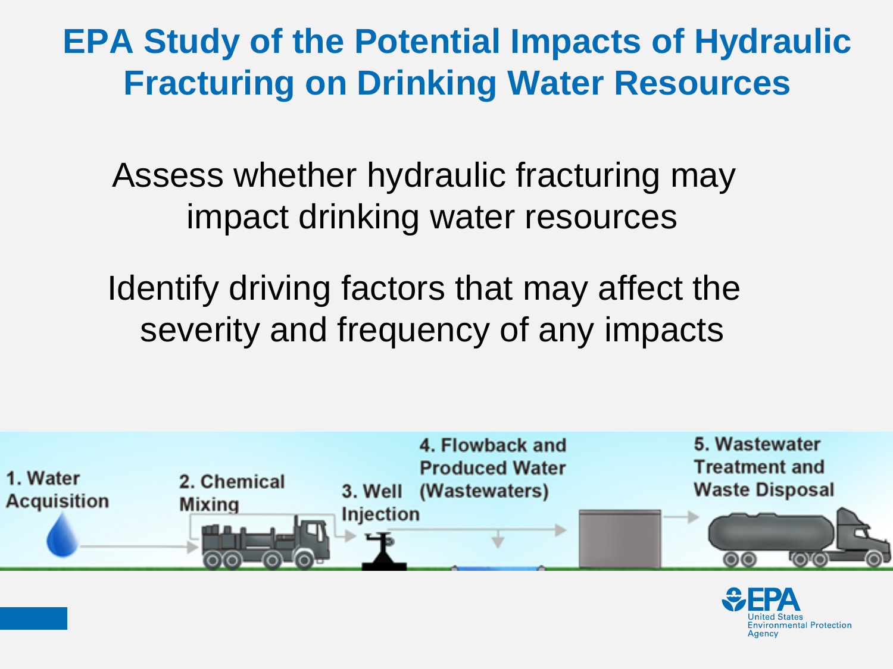# EPA Study of the Potential Impacts of Hydraulic Fracturing on Drinking Water Resources

Assess whether hydraulic fracturing may impact drinking water resources

Identify driving factors that may affect the severity and frequency of any impacts

1. Water Acquisition
2. Chemical Mixing
3. Well Injection
4. Flowback and Produced Water (Wastewaters)
5. Wastewater Treatment and Waste Disposal

EPA United States Environmental Protection Agency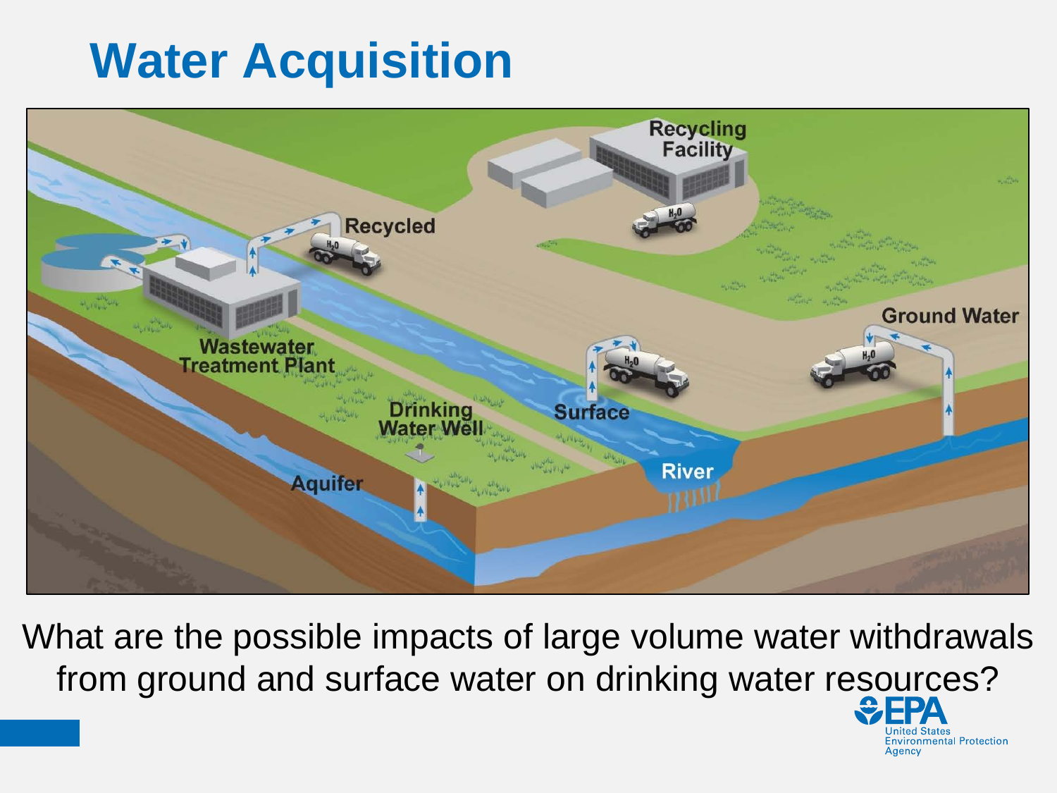# Water Acquisition

Recycling Facility

Recycled

Ground Water

Wastewater Treatment Plant

Drinking Water Well

Surface

River

Aquifer

What are the possible impacts of large volume water withdrawals from ground and surface water on drinking water resources?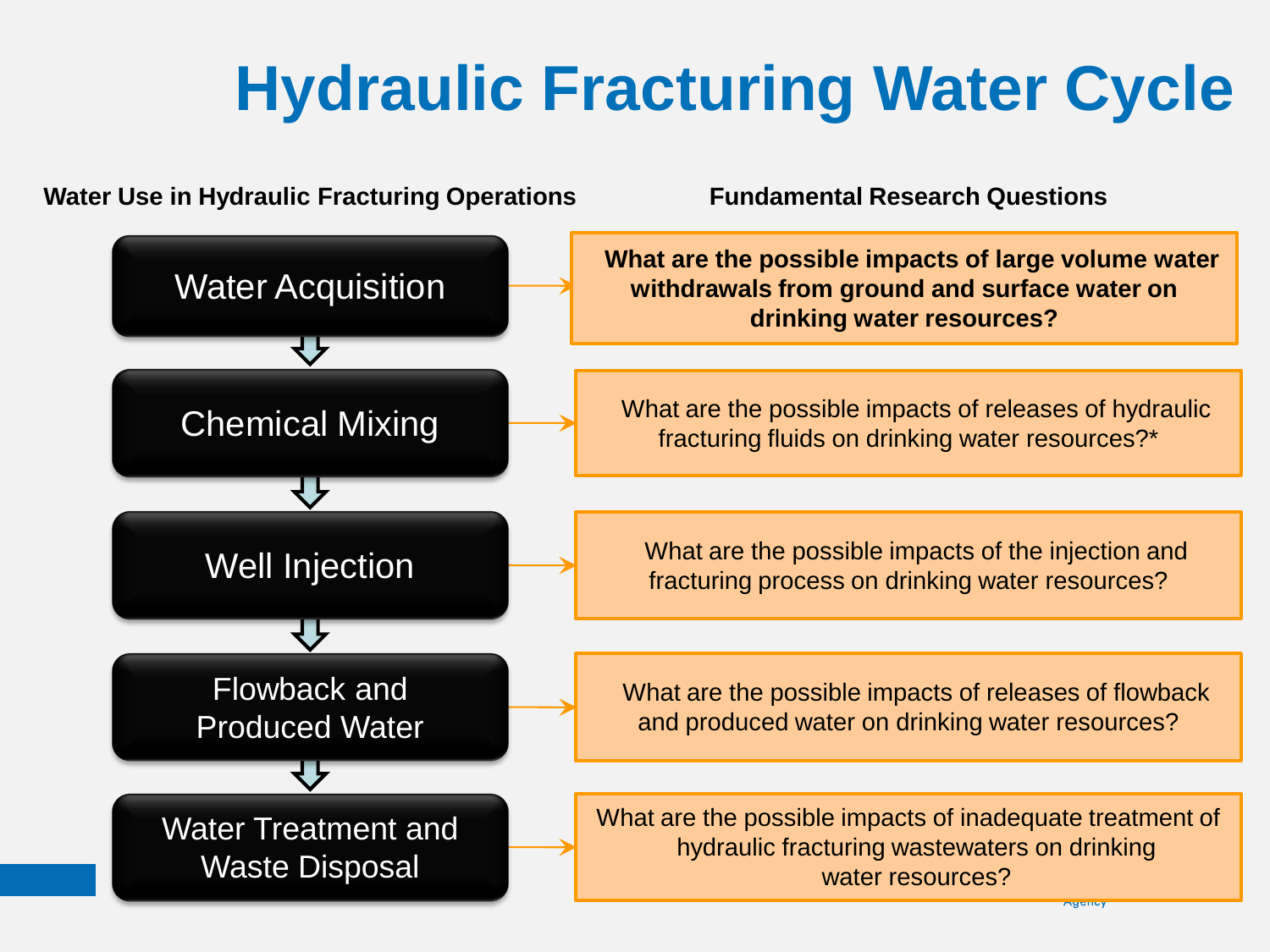# Hydraulic Fracturing Water Cycle

| Water Use in Hydraulic Fracturing Operations | Fundamental Research Questions |
| --- | --- |
| Water Acquisition | **What are the possible impacts of large volume water withdrawals from ground and surface water on drinking water resources?** |
| Chemical Mixing | What are the possible impacts of releases of hydraulic fracturing fluids on drinking water resources?* |
| Well Injection | What are the possible impacts of the injection and fracturing process on drinking water resources? |
| Flowback and Produced Water | What are the possible impacts of releases of flowback and produced water on drinking water resources? |
| Water Treatment and Waste Disposal | What are the possible impacts of inadequate treatment of hydraulic fracturing wastewaters on drinking water resources? |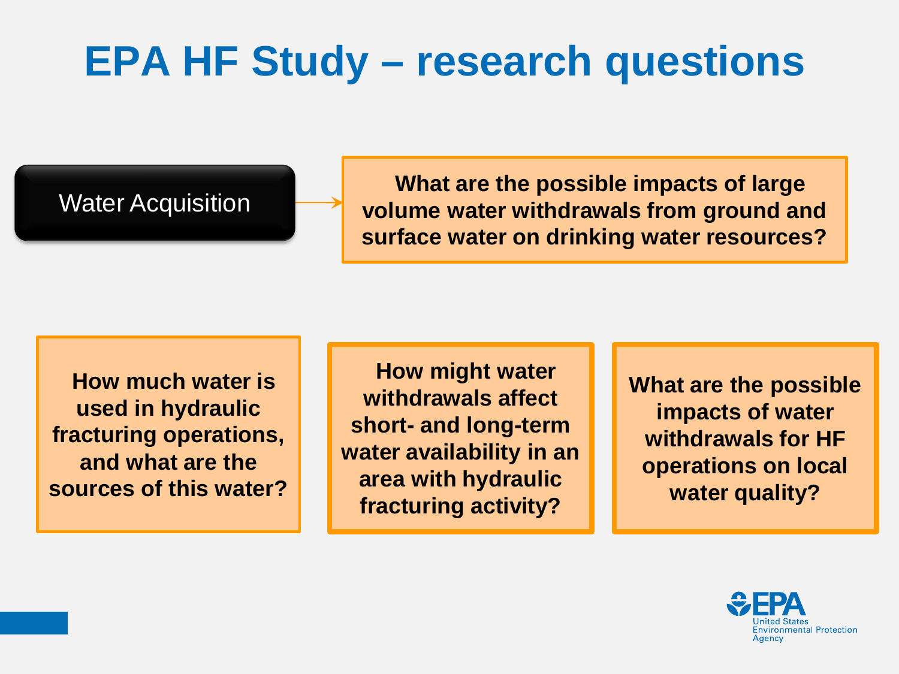# EPA HF Study – research questions

**Water Acquisition**

**What are the possible impacts of large volume water withdrawals from ground and surface water on drinking water resources?**

**How much water is used in hydraulic fracturing operations, and what are the sources of this water?**

**How might water withdrawals affect short- and long-term water availability in an area with hydraulic fracturing activity?**

**What are the possible impacts of water withdrawals for HF operations on local water quality?**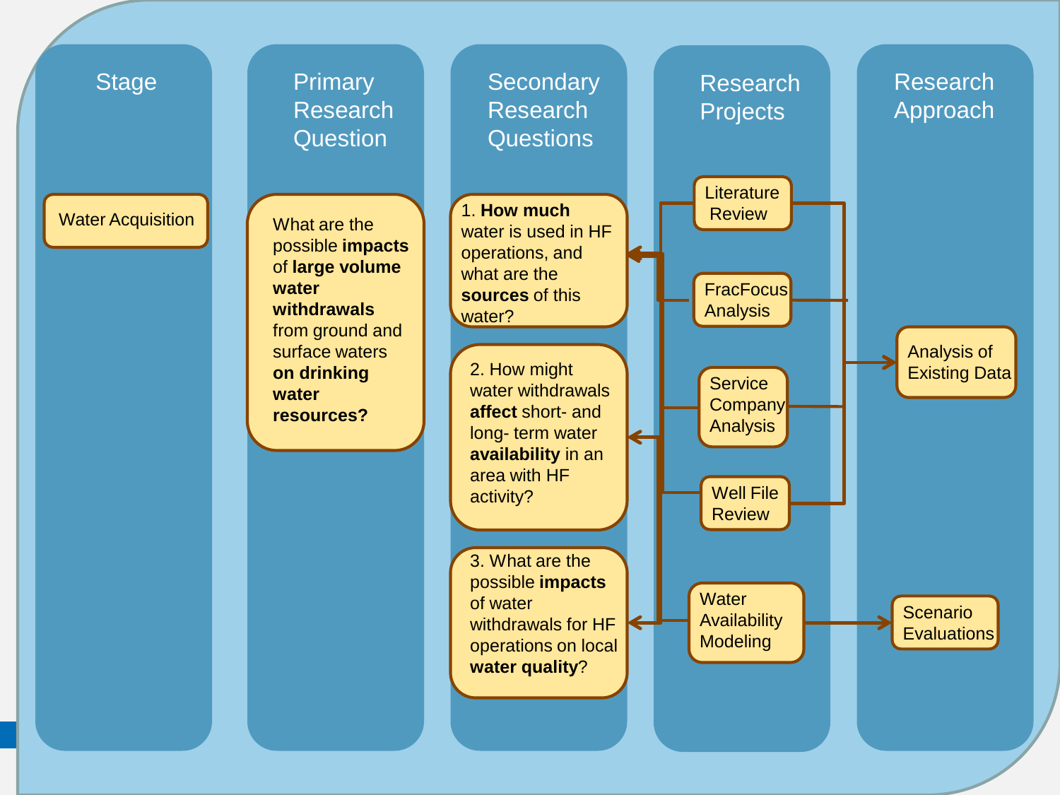Stage

Primary Research Question

Secondary Research Questions

Research Projects

Research Approach

Water Acquisition

What are the possible **impacts** of **large volume water withdrawals** from ground and surface waters **on drinking water resources?**

1. **How much** water is used in HF operations, and what are the **sources** of this water?

2. How might water withdrawals **affect** short- and long- term water **availability** in an area with HF activity?

3. What are the possible **impacts** of water withdrawals for HF operations on local **water quality**?

Literature Review

FracFocus Analysis

Service Company Analysis

Well File Review

Water Availability Modeling

Analysis of Existing Data

Scenario Evaluations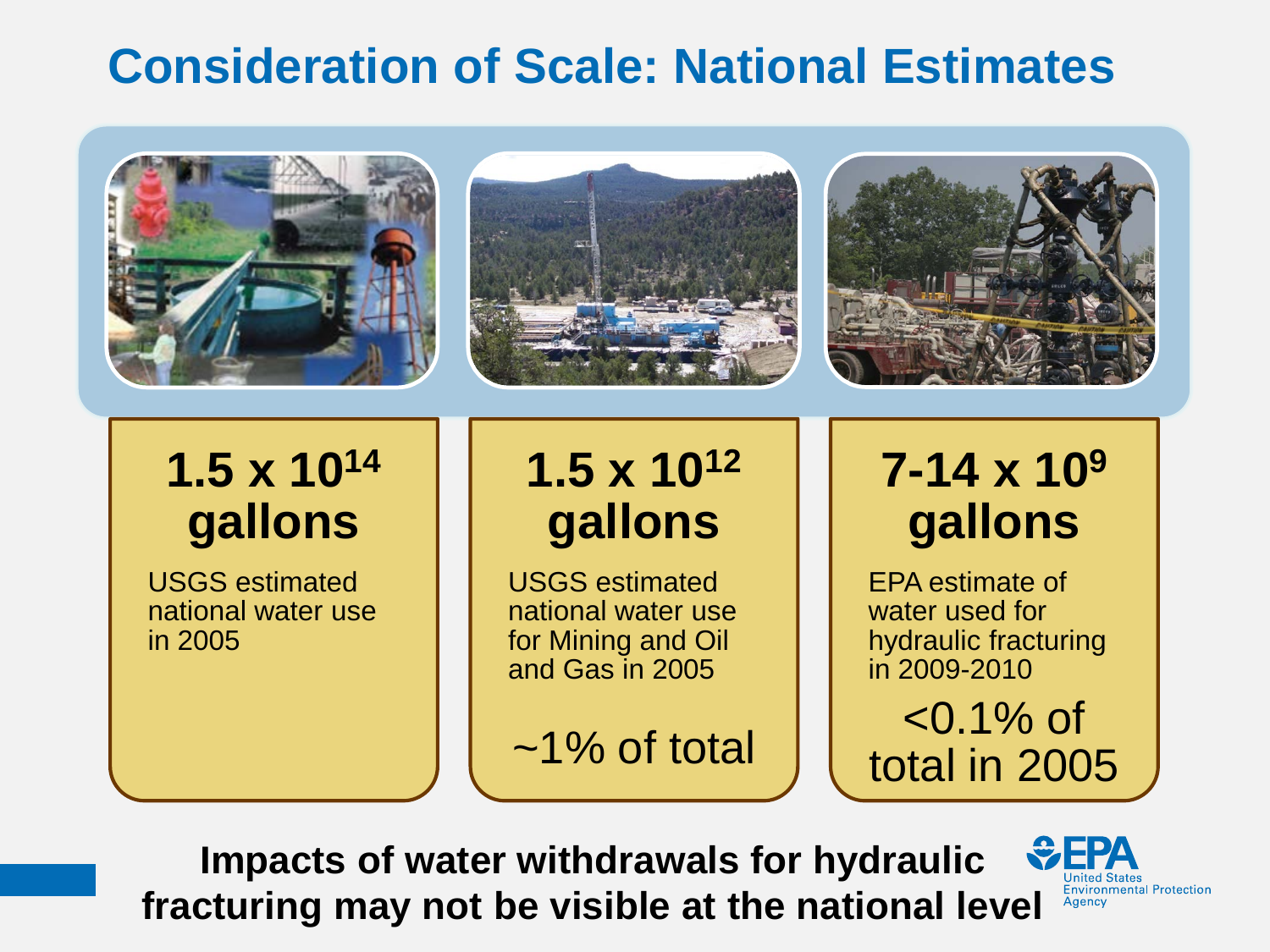# Consideration of Scale: National Estimates

**$1.5 \times 10^{14}$ gallons**

USGS estimated national water use in 2005

**$1.5 \times 10^{12}$ gallons**

USGS estimated national water use for Mining and Oil and Gas in 2005

~1% of total

**$7\text{-}14 \times 10^{9}$ gallons**

EPA estimate of water used for hydraulic fracturing in 2009-2010

<0.1% of total in 2005

**Impacts of water withdrawals for hydraulic fracturing may not be visible at the national level**

EPA United States Environmental Protection Agency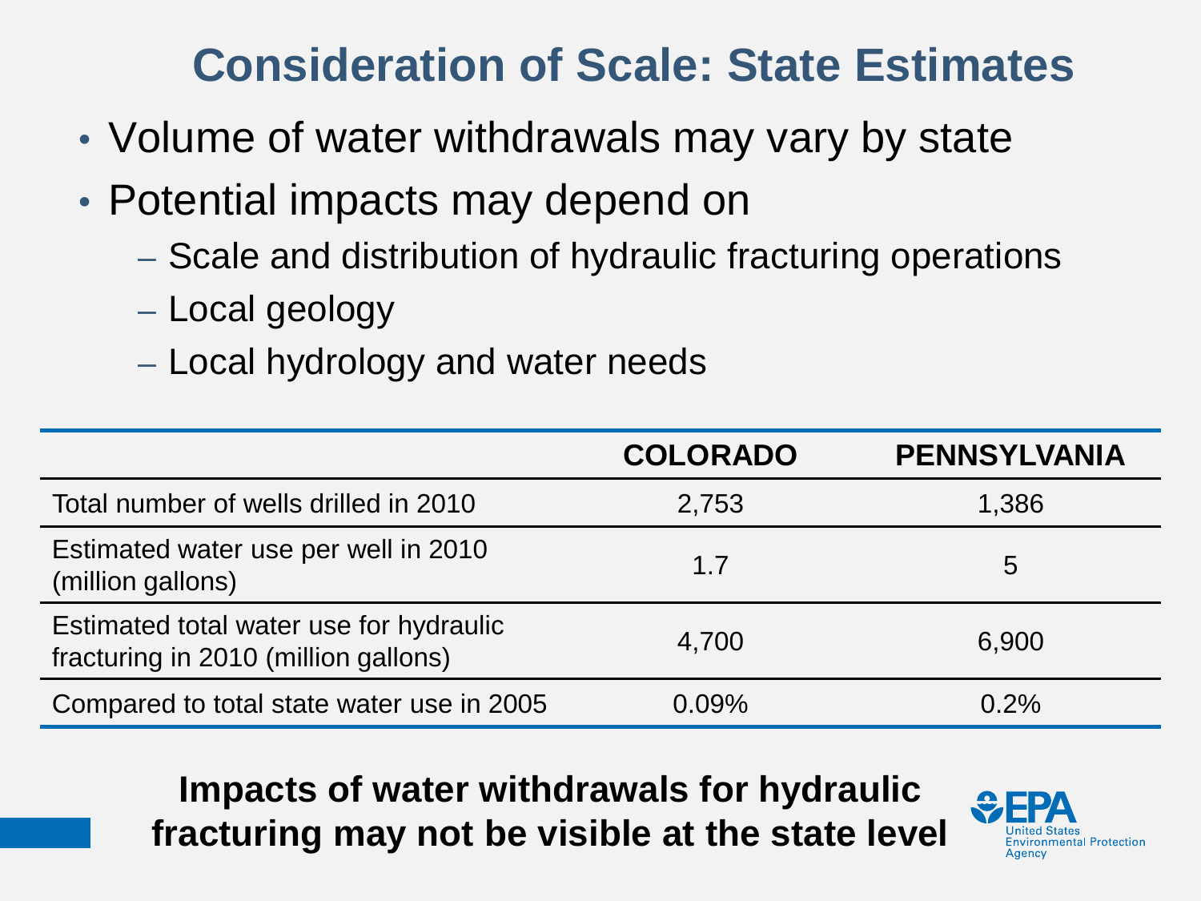# Consideration of Scale: State Estimates

- Volume of water withdrawals may vary by state
- Potential impacts may depend on
  - Scale and distribution of hydraulic fracturing operations
  - Local geology
  - Local hydrology and water needs

| | COLORADO | PENNSYLVANIA |
|---|---|---|
| Total number of wells drilled in 2010 | 2,753 | 1,386 |
| Estimated water use per well in 2010 (million gallons) | 1.7 | 5 |
| Estimated total water use for hydraulic fracturing in 2010 (million gallons) | 4,700 | 6,900 |
| Compared to total state water use in 2005 | 0.09% | 0.2% |

**Impacts of water withdrawals for hydraulic fracturing may not be visible at the state level**

EPA United States Environmental Protection Agency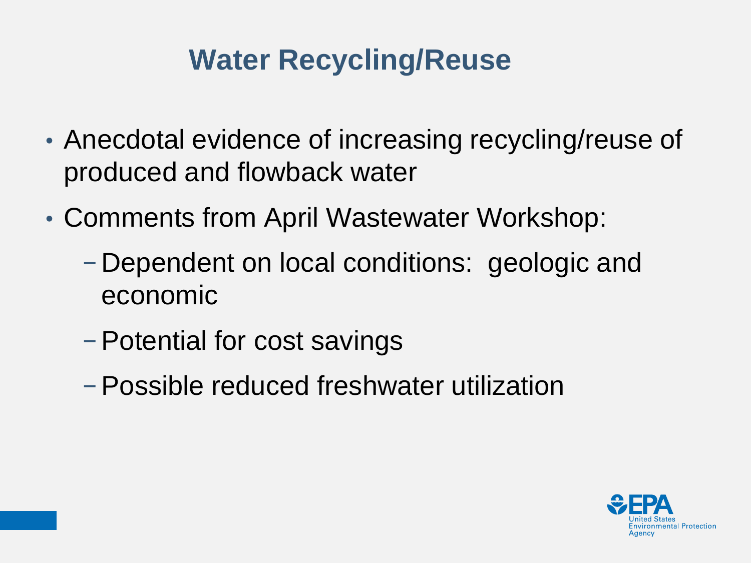# Water Recycling/Reuse

- Anecdotal evidence of increasing recycling/reuse of produced and flowback water
- Comments from April Wastewater Workshop:
  - Dependent on local conditions: geologic and economic
  - Potential for cost savings
  - Possible reduced freshwater utilization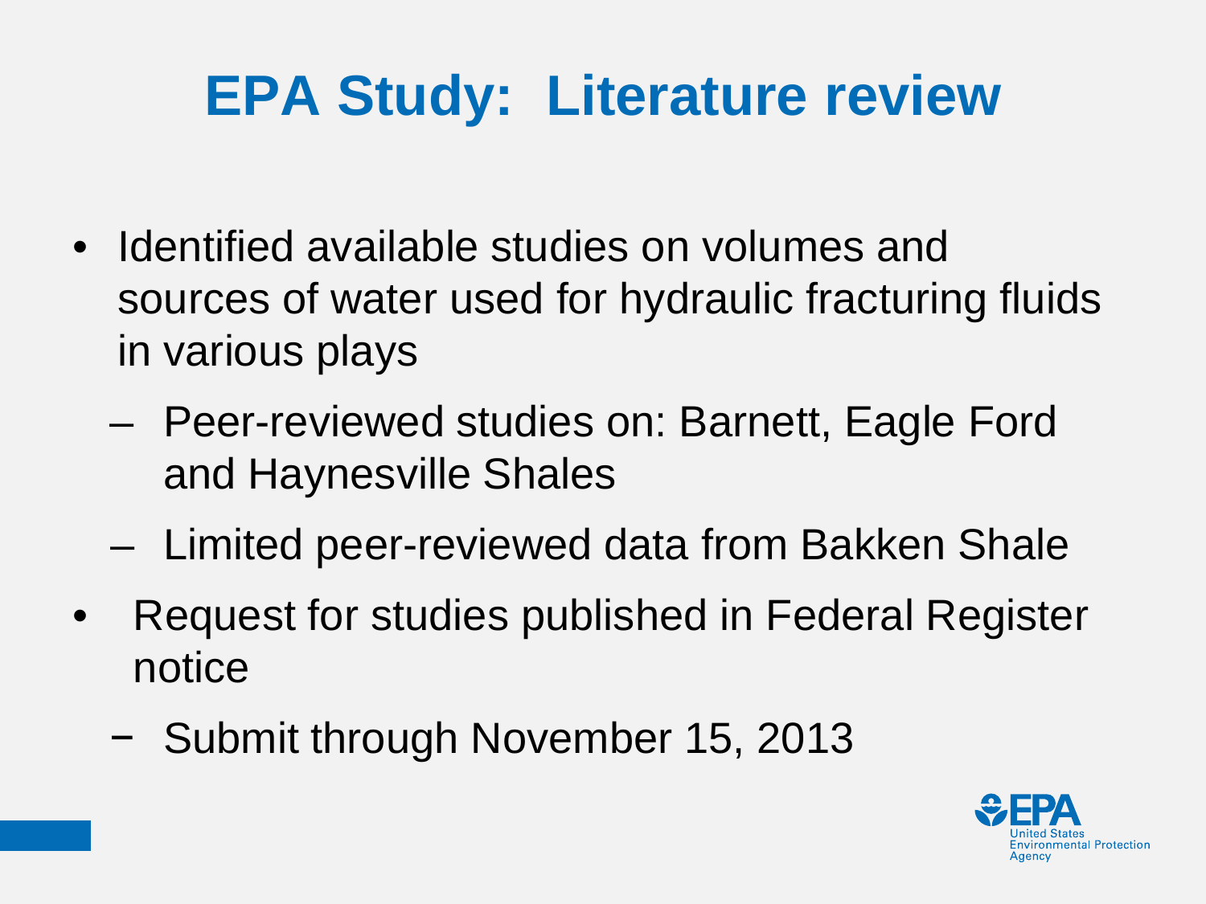# EPA Study: Literature review

- Identified available studies on volumes and sources of water used for hydraulic fracturing fluids in various plays
  - Peer-reviewed studies on: Barnett, Eagle Ford and Haynesville Shales
  - Limited peer-reviewed data from Bakken Shale
- Request for studies published in Federal Register notice
  - Submit through November 15, 2013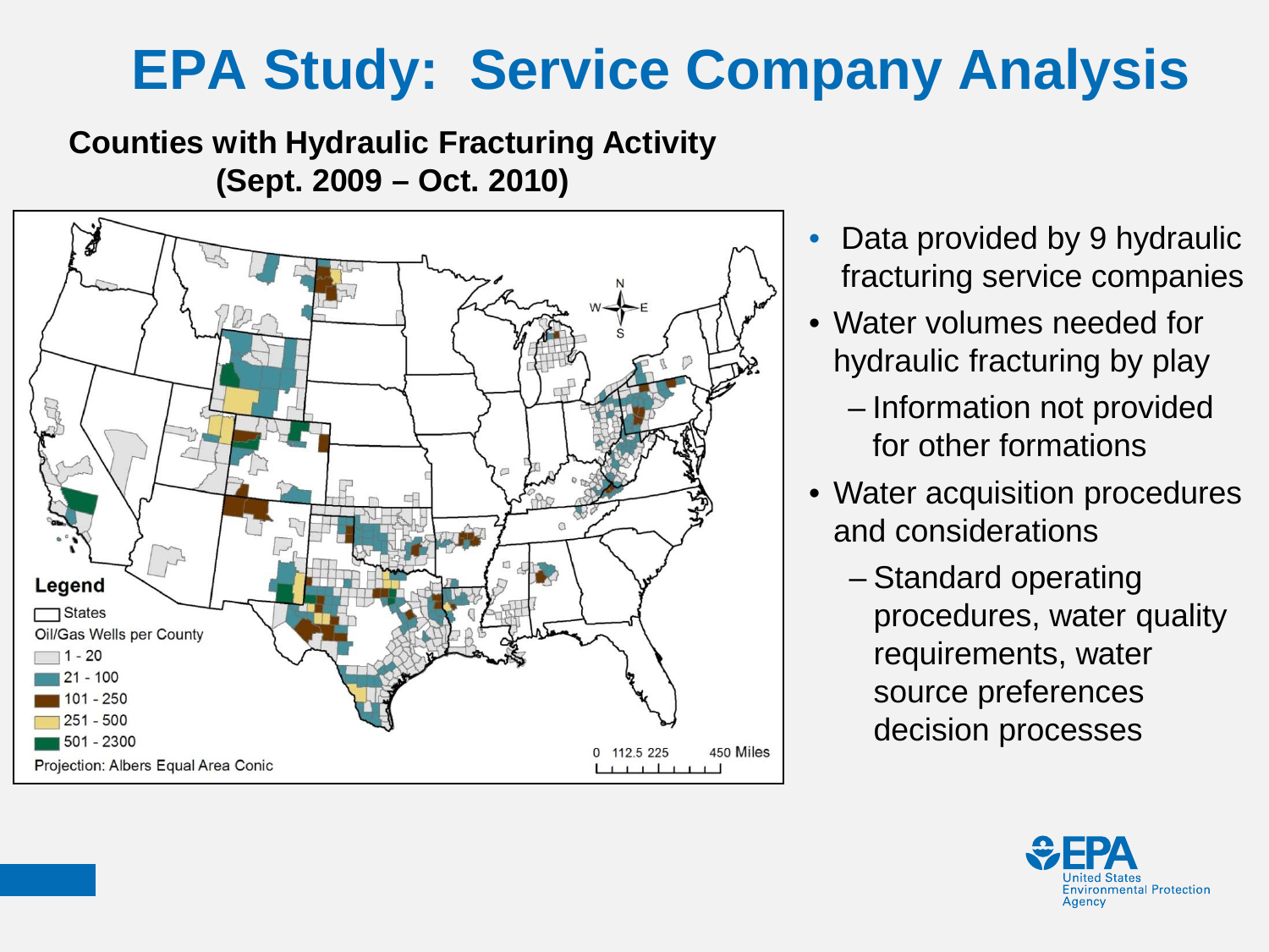# EPA Study: Service Company Analysis

**Counties with Hydraulic Fracturing Activity (Sept. 2009 – Oct. 2010)**

Legend

States

Oil/Gas Wells per County

1 - 20

21 - 100

101 - 250

251 - 500

501 - 2300

Projection: Albers Equal Area Conic

0 112.5 225 450 Miles

- Data provided by 9 hydraulic fracturing service companies
- Water volumes needed for hydraulic fracturing by play
  - Information not provided for other formations
- Water acquisition procedures and considerations
  - Standard operating procedures, water quality requirements, water source preferences decision processes

EPA United States Environmental Protection Agency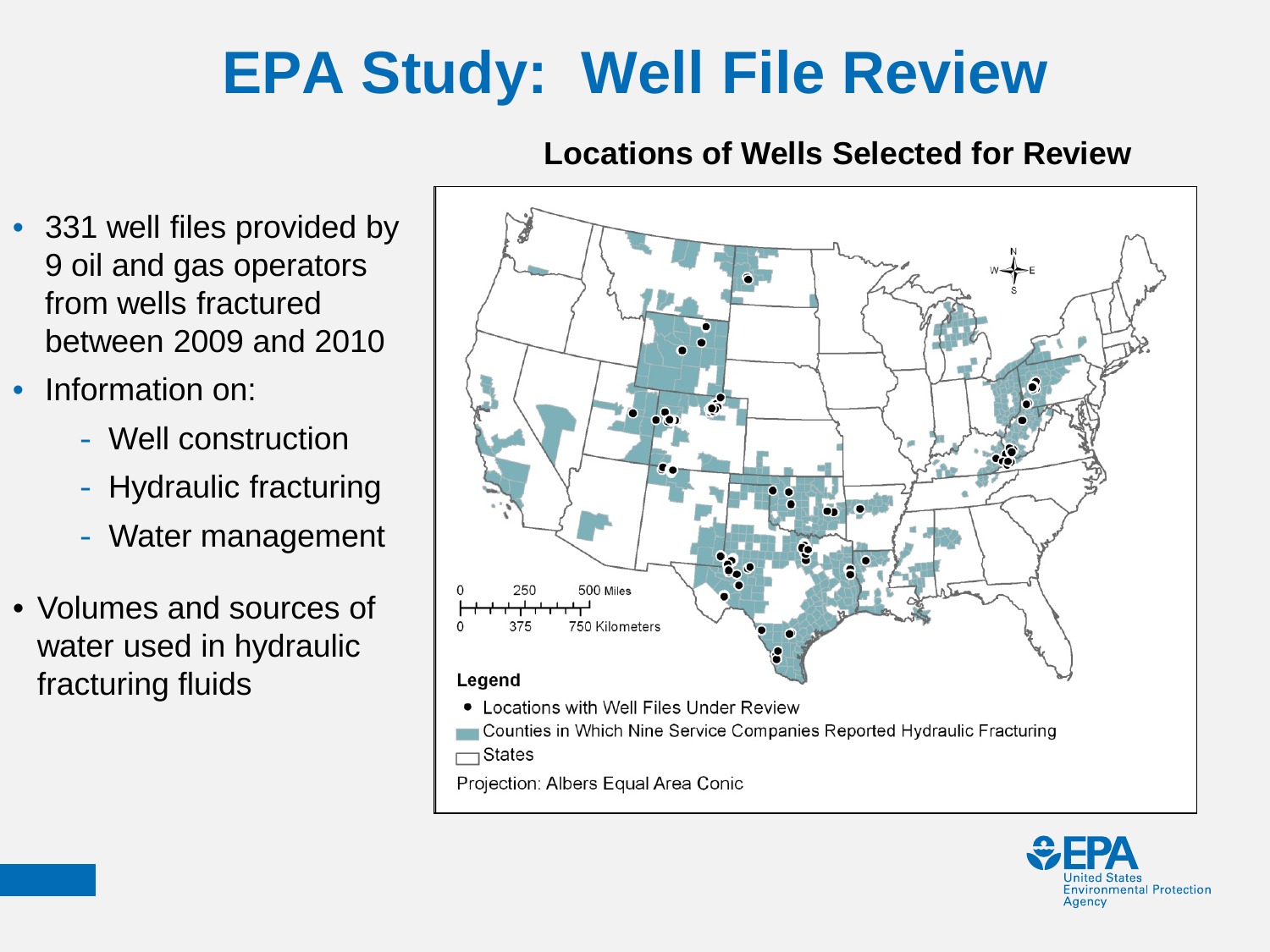# EPA Study: Well File Review

- 331 well files provided by 9 oil and gas operators from wells fractured between 2009 and 2010
- Information on:
  - Well construction
  - Hydraulic fracturing
  - Water management
- Volumes and sources of water used in hydraulic fracturing fluids

**Locations of Wells Selected for Review**

0 250 500 Miles

0 375 750 Kilometers

**Legend**

- Locations with Well Files Under Review

Counties in Which Nine Service Companies Reported Hydraulic Fracturing

States

Projection: Albers Equal Area Conic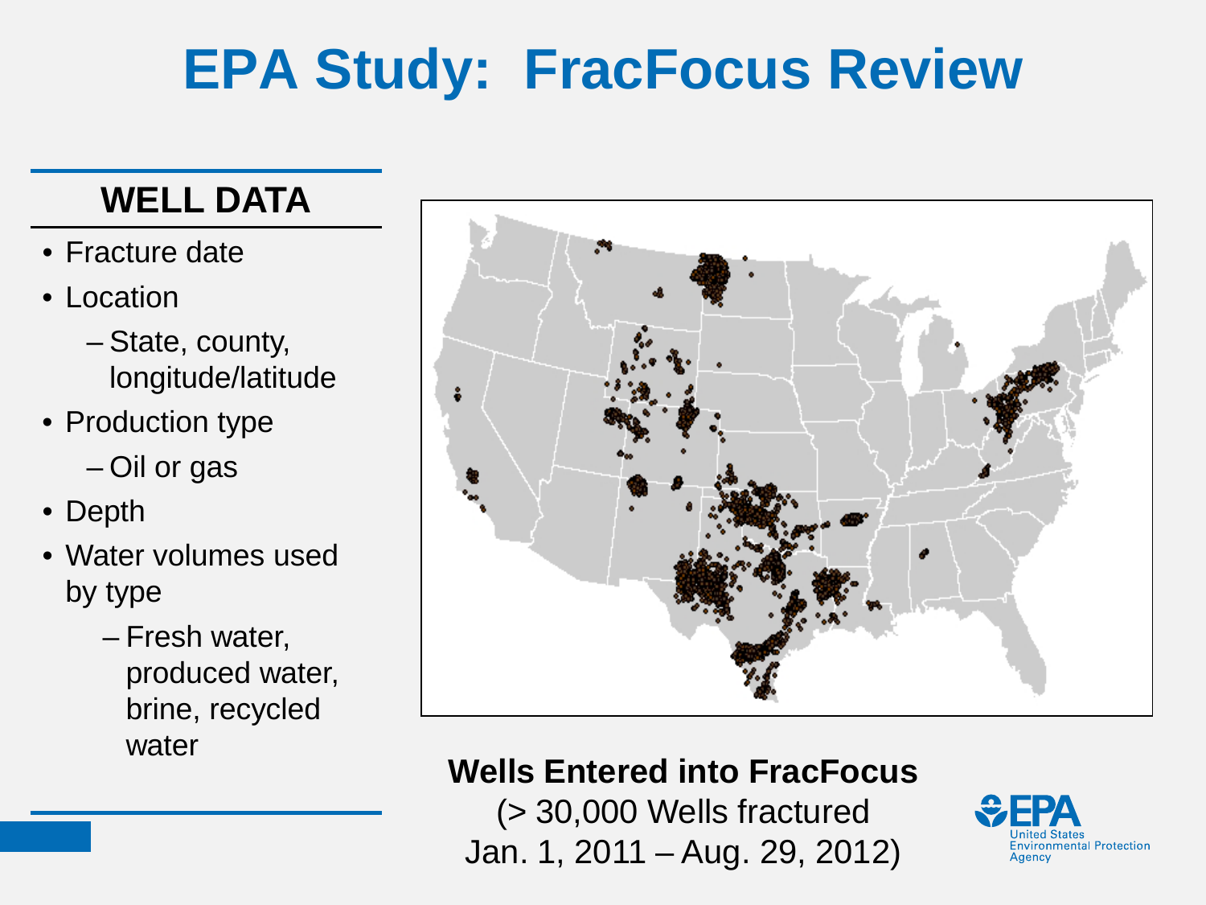# EPA Study: FracFocus Review

## WELL DATA

- Fracture date
- Location
  - State, county, longitude/latitude
- Production type
  - Oil or gas
- Depth
- Water volumes used by type
  - Fresh water, produced water, brine, recycled water

**Wells Entered into FracFocus**

(> 30,000 Wells fractured Jan. 1, 2011 – Aug. 29, 2012)

EPA United States Environmental Protection Agency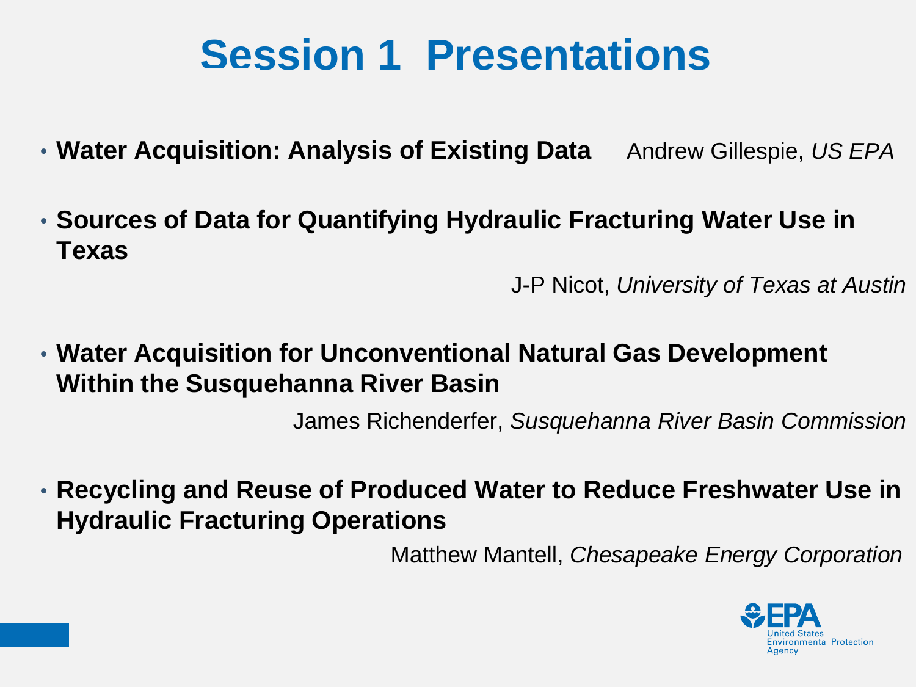# Session 1 Presentations

- **Water Acquisition: Analysis of Existing Data** Andrew Gillespie, *US EPA*
- **Sources of Data for Quantifying Hydraulic Fracturing Water Use in Texas**

  J-P Nicot, *University of Texas at Austin*
- **Water Acquisition for Unconventional Natural Gas Development Within the Susquehanna River Basin**

  James Richenderfer, *Susquehanna River Basin Commission*
- **Recycling and Reuse of Produced Water to Reduce Freshwater Use in Hydraulic Fracturing Operations**

  Matthew Mantell, *Chesapeake Energy Corporation*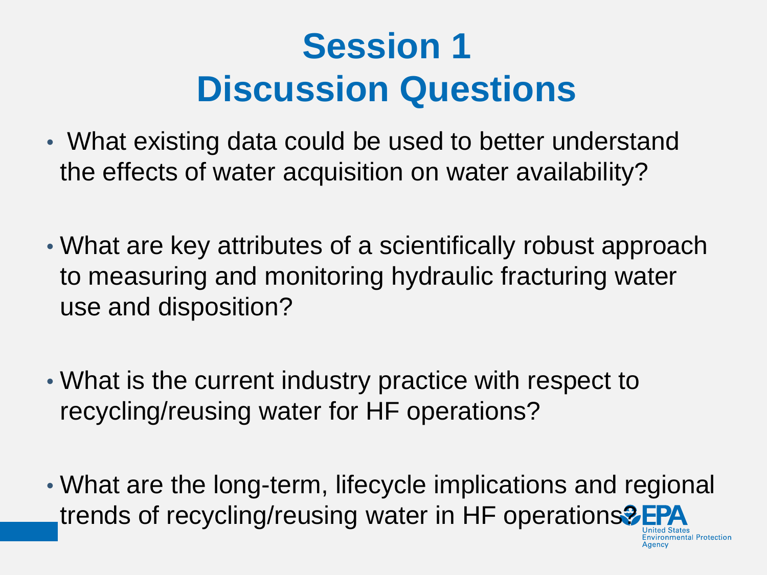# Session 1 Discussion Questions

- What existing data could be used to better understand the effects of water acquisition on water availability?
- What are key attributes of a scientifically robust approach to measuring and monitoring hydraulic fracturing water use and disposition?
- What is the current industry practice with respect to recycling/reusing water for HF operations?
- What are the long-term, lifecycle implications and regional trends of recycling/reusing water in HF operations?